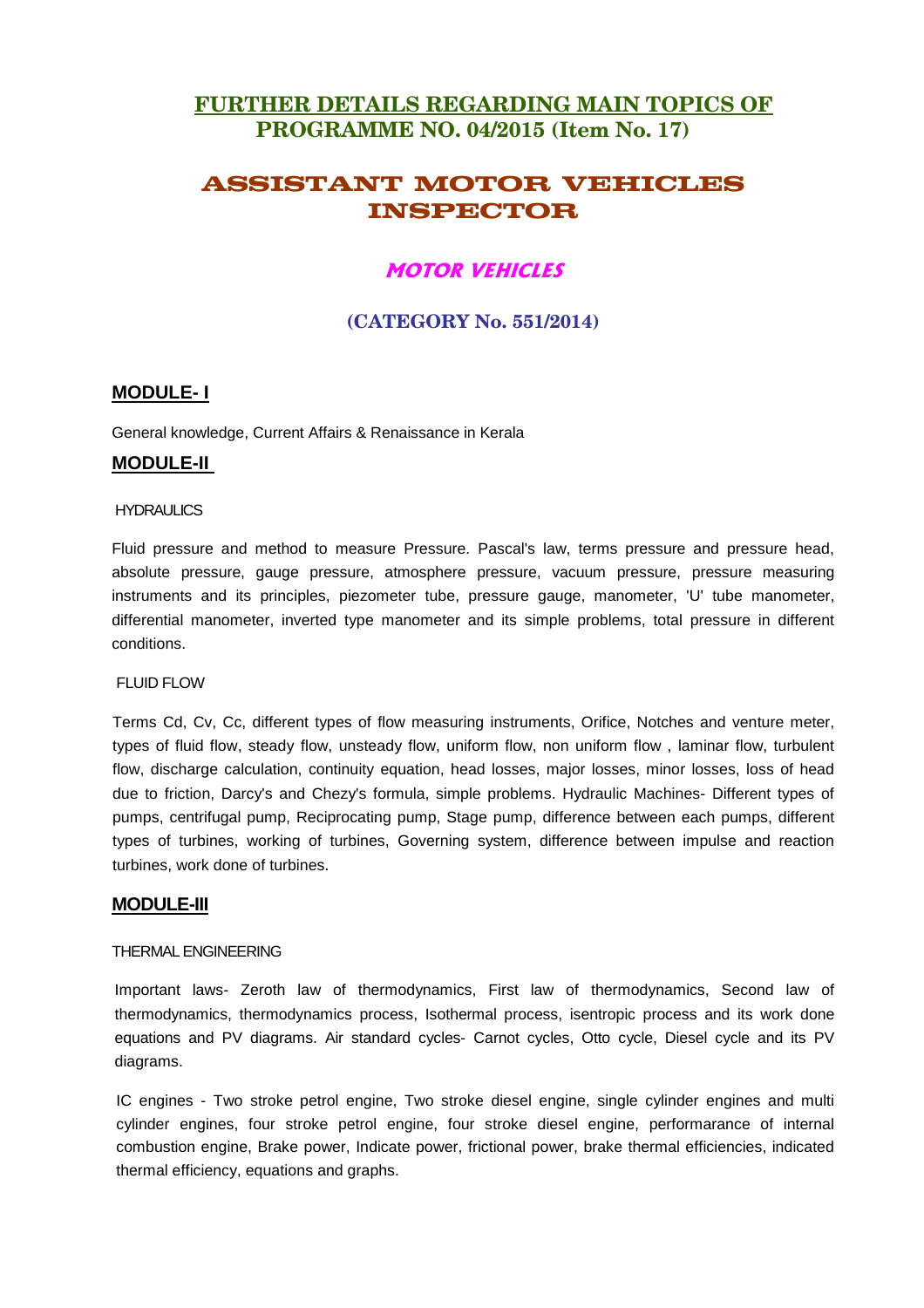# FURTHER DETAILS REGARDING MAIN TOPICS OF PROGRAMME NO. 04/2015 (Item No. 17)

# ASSISTANT MOTOR VEHICLES INSPECTOR

## MOTOR VEHICLES

### (CATEGORY No. 551/2014)

## MODULE- I

General knowledge, Current Affairs & Renaissance in Kerala

## MODULE-II

HYDRAULICS

Fluid pressure and method to measure Pressure. Pascal's law, terms pressure and pressure head, absolute pressure, gauge pressure, atmosphere pressure, vacuum pressure, pressure measuring instruments and its principles, piezometer tube, pressure gauge, manometer, 'U' tube manometer, differential manometer, inverted type manometer and its simple problems, total pressure in different conditions.

FLUID FLOW

Terms Cd, Cv, Cc, different types of flow measuring instruments, Orifice, Notches and venture meter, types of fluid flow, steady flow, unsteady flow, uniform flow, non uniform flow , laminar flow, turbulent flow, discharge calculation, continuity equation, head losses, major losses, minor losses, loss of head due to friction, Darcy's and Chezy's formula, simple problems. Hydraulic Machines- Different types of pumps, centrifugal pump, Reciprocating pump, Stage pump, difference between each pumps, different types of turbines, working of turbines, Governing system, difference between impulse and reaction turbines, work done of turbines.

## MODULE-III

THERMAL ENGINEERING

Important laws- Zeroth law of thermodynamics, First law of thermodynamics, Second law of thermodynamics, thermodynamics process, Isothermal process, isentropic process and its work done equations and PV diagrams. Air standard cycles- Carnot cycles, Otto cycle, Diesel cycle and its PV diagrams.

IC engines - Two stroke petrol engine, Two stroke diesel engine, single cylinder engines and multi cylinder engines, four stroke petrol engine, four stroke diesel engine, performarance of internal combustion engine, Brake power, Indicate power, frictional power, brake thermal efficiencies, indicated thermal efficiency, equations and graphs.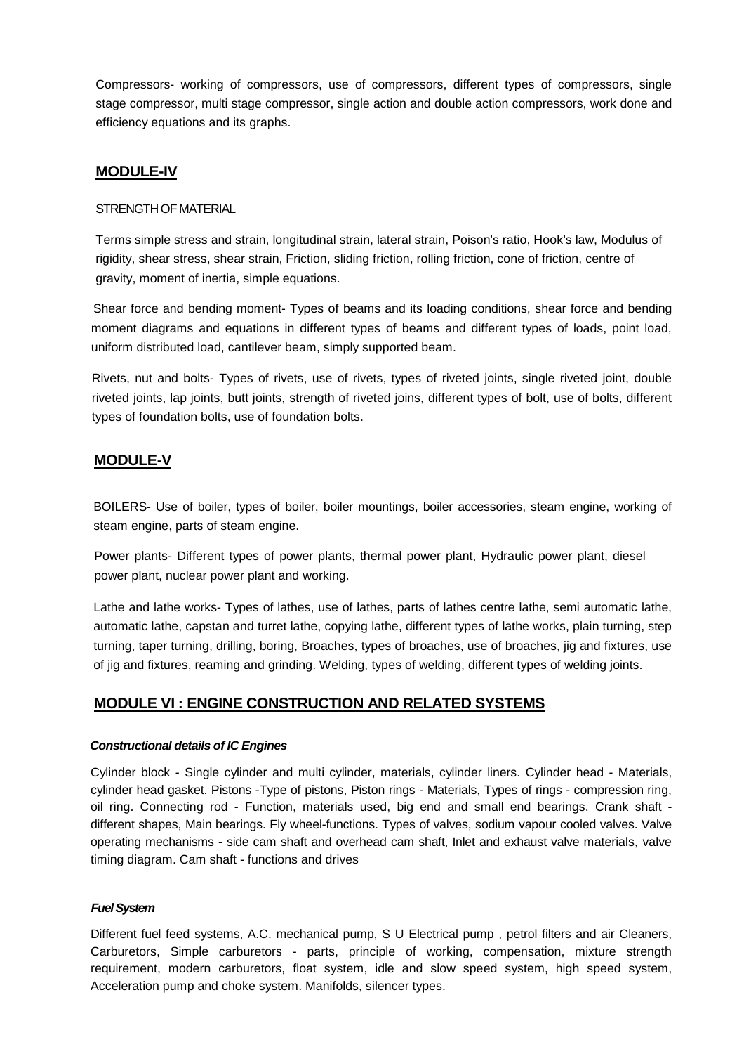Compressors- working of compressors, use of compressors, different types of compressors, single stage compressor, multi stage compressor, single action and double action compressors, work done and efficiency equations and its graphs.

## MODULE-IV

STRENGTH OF MATERIAL

Terms simple stress and strain, longitudinal strain, lateral strain, Poison's ratio, Hook's law, Modulus of rigidity, shear stress, shear strain, Friction, sliding friction, rolling friction, cone of friction, centre of gravity, moment of inertia, simple equations.

Shear force and bending moment- Types of beams and its loading conditions, shear force and bending moment diagrams and equations in different types of beams and different types of loads, point load, uniform distributed load, cantilever beam, simply supported beam.

Rivets, nut and bolts- Types of rivets, use of rivets, types of riveted joints, single riveted joint, double riveted joints, lap joints, butt joints, strength of riveted joins, different types of bolt, use of bolts, different types of foundation bolts, use of foundation bolts.

## MODULE-V

BOILERS- Use of boiler, types of boiler, boiler mountings, boiler accessories, steam engine, working of steam engine, parts of steam engine.

Power plants- Different types of power plants, thermal power plant, Hydraulic power plant, diesel power plant, nuclear power plant and working.

Lathe and lathe works- Types of lathes, use of lathes, parts of lathes centre lathe, semi automatic lathe, automatic lathe, capstan and turret lathe, copying lathe, different types of lathe works, plain turning, step turning, taper turning, drilling, boring, Broaches, types of broaches, use of broaches, jig and fixtures, use of jig and fixtures, reaming and grinding. Welding, types of welding, different types of welding joints.

## MODULE VI : ENGINE CONSTRUCTION AND RELATED SYSTEMS

***Constructional details of IC Engines***

Cylinder block - Single cylinder and multi cylinder, materials, cylinder liners. Cylinder head - Materials, cylinder head gasket. Pistons -Type of pistons, Piston rings - Materials, Types of rings - compression ring, oil ring. Connecting rod - Function, materials used, big end and small end bearings. Crank shaft - different shapes, Main bearings. Fly wheel-functions. Types of valves, sodium vapour cooled valves. Valve operating mechanisms - side cam shaft and overhead cam shaft, Inlet and exhaust valve materials, valve timing diagram. Cam shaft - functions and drives

***Fuel System***

Different fuel feed systems, A.C. mechanical pump, S U Electrical pump , petrol filters and air Cleaners, Carburetors, Simple carburetors - parts, principle of working, compensation, mixture strength requirement, modern carburetors, float system, idle and slow speed system, high speed system, Acceleration pump and choke system. Manifolds, silencer types.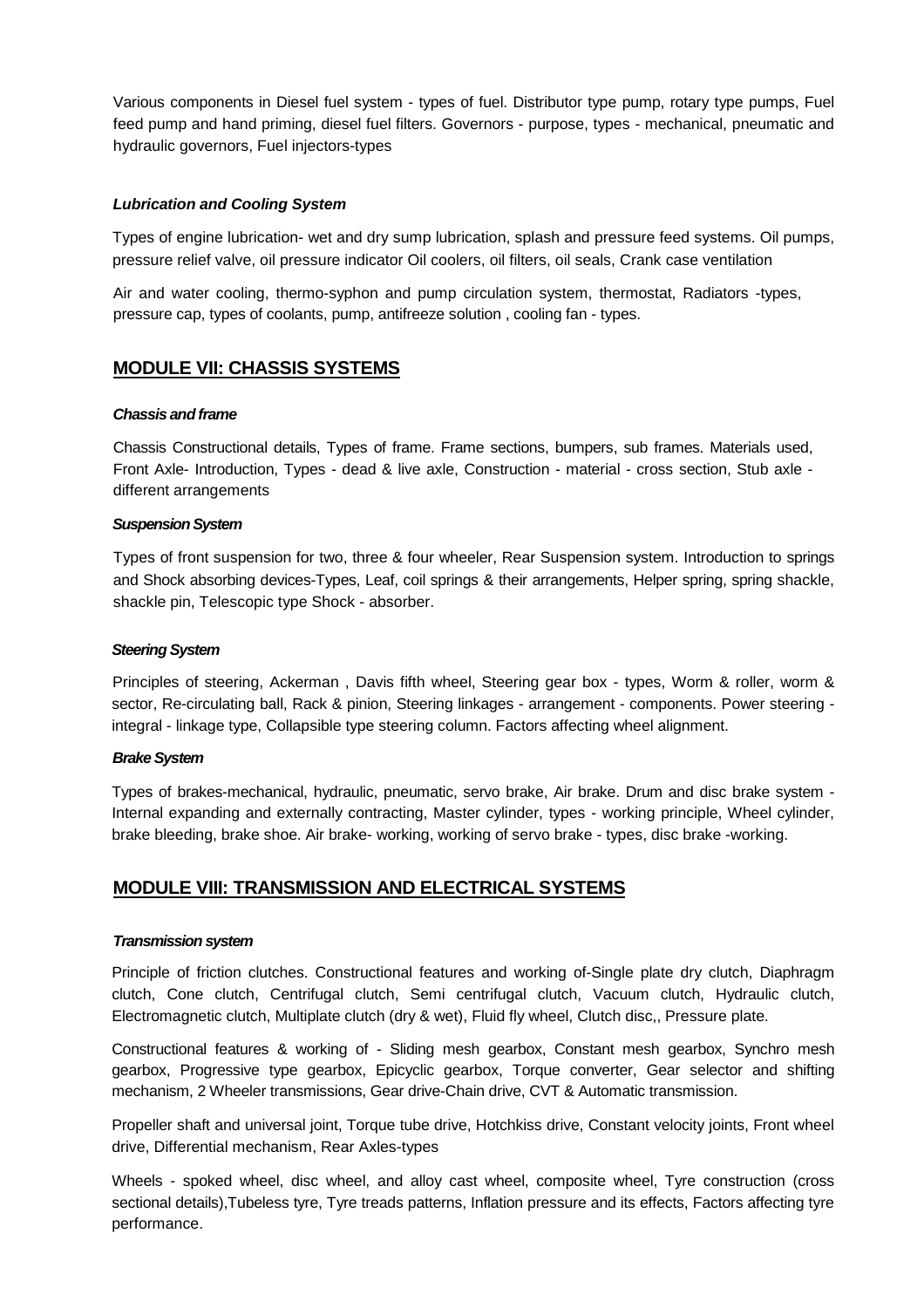Various components in Diesel fuel system - types of fuel. Distributor type pump, rotary type pumps, Fuel feed pump and hand priming, diesel fuel filters. Governors - purpose, types - mechanical, pneumatic and hydraulic governors, Fuel injectors-types

***Lubrication and Cooling System***

Types of engine lubrication- wet and dry sump lubrication, splash and pressure feed systems. Oil pumps, pressure relief valve, oil pressure indicator Oil coolers, oil filters, oil seals, Crank case ventilation

Air and water cooling, thermo-syphon and pump circulation system, thermostat, Radiators -types, pressure cap, types of coolants, pump, antifreeze solution , cooling fan - types.

## MODULE VII: CHASSIS SYSTEMS

***Chassis and frame***

Chassis Constructional details, Types of frame. Frame sections, bumpers, sub frames. Materials used, Front Axle- Introduction, Types - dead & live axle, Construction - material - cross section, Stub axle - different arrangements

***Suspension System***

Types of front suspension for two, three & four wheeler, Rear Suspension system. Introduction to springs and Shock absorbing devices-Types, Leaf, coil springs & their arrangements, Helper spring, spring shackle, shackle pin, Telescopic type Shock - absorber.

***Steering System***

Principles of steering, Ackerman , Davis fifth wheel, Steering gear box - types, Worm & roller, worm & sector, Re-circulating ball, Rack & pinion, Steering linkages - arrangement - components. Power steering - integral - linkage type, Collapsible type steering column. Factors affecting wheel alignment.

***Brake System***

Types of brakes-mechanical, hydraulic, pneumatic, servo brake, Air brake. Drum and disc brake system - Internal expanding and externally contracting, Master cylinder, types - working principle, Wheel cylinder, brake bleeding, brake shoe. Air brake- working, working of servo brake - types, disc brake -working.

## MODULE VIII: TRANSMISSION AND ELECTRICAL SYSTEMS

***Transmission system***

Principle of friction clutches. Constructional features and working of-Single plate dry clutch, Diaphragm clutch, Cone clutch, Centrifugal clutch, Semi centrifugal clutch, Vacuum clutch, Hydraulic clutch, Electromagnetic clutch, Multiplate clutch (dry & wet), Fluid fly wheel, Clutch disc,, Pressure plate.

Constructional features & working of - Sliding mesh gearbox, Constant mesh gearbox, Synchro mesh gearbox, Progressive type gearbox, Epicyclic gearbox, Torque converter, Gear selector and shifting mechanism, 2 Wheeler transmissions, Gear drive-Chain drive, CVT & Automatic transmission.

Propeller shaft and universal joint, Torque tube drive, Hotchkiss drive, Constant velocity joints, Front wheel drive, Differential mechanism, Rear Axles-types

Wheels - spoked wheel, disc wheel, and alloy cast wheel, composite wheel, Tyre construction (cross sectional details),Tubeless tyre, Tyre treads patterns, Inflation pressure and its effects, Factors affecting tyre performance.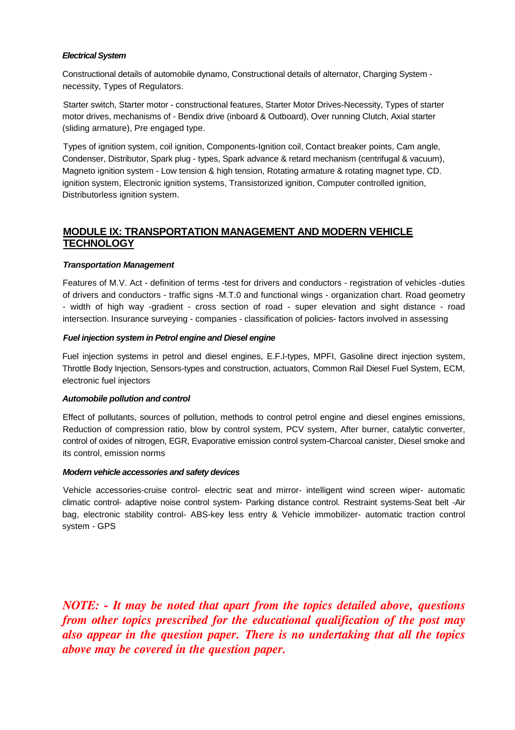***Electrical System***

Constructional details of automobile dynamo, Constructional details of alternator, Charging System - necessity, Types of Regulators.

Starter switch, Starter motor - constructional features, Starter Motor Drives-Necessity, Types of starter motor drives, mechanisms of - Bendix drive (inboard & Outboard), Over running Clutch, Axial starter (sliding armature), Pre engaged type.

Types of ignition system, coil ignition, Components-Ignition coil, Contact breaker points, Cam angle, Condenser, Distributor, Spark plug - types, Spark advance & retard mechanism (centrifugal & vacuum), Magneto ignition system - Low tension & high tension, Rotating armature & rotating magnet type, CD. ignition system, Electronic ignition systems, Transistorized ignition, Computer controlled ignition, Distributorless ignition system.

## MODULE IX: TRANSPORTATION MANAGEMENT AND MODERN VEHICLE TECHNOLOGY

***Transportation Management***

Features of M.V. Act - definition of terms -test for drivers and conductors - registration of vehicles -duties of drivers and conductors - traffic signs -M.T.0 and functional wings - organization chart. Road geometry - width of high way -gradient - cross section of road - super elevation and sight distance - road intersection. Insurance surveying - companies - classification of policies- factors involved in assessing

***Fuel injection system in Petrol engine and Diesel engine***

Fuel injection systems in petrol and diesel engines, E.F.I-types, MPFI, Gasoline direct injection system, Throttle Body Injection, Sensors-types and construction, actuators, Common Rail Diesel Fuel System, ECM, electronic fuel injectors

***Automobile pollution and control***

Effect of pollutants, sources of pollution, methods to control petrol engine and diesel engines emissions, Reduction of compression ratio, blow by control system, PCV system, After burner, catalytic converter, control of oxides of nitrogen, EGR, Evaporative emission control system-Charcoal canister, Diesel smoke and its control, emission norms

***Modern vehicle accessories and safety devices***

Vehicle accessories-cruise control- electric seat and mirror- intelligent wind screen wiper- automatic climatic control- adaptive noise control system- Parking distance control. Restraint systems-Seat belt -Air bag, electronic stability control- ABS-key less entry & Vehicle immobilizer- automatic traction control system - GPS

***NOTE: - It may be noted that apart from the topics detailed above, questions from other topics prescribed for the educational qualification of the post may also appear in the question paper. There is no undertaking that all the topics above may be covered in the question paper.***